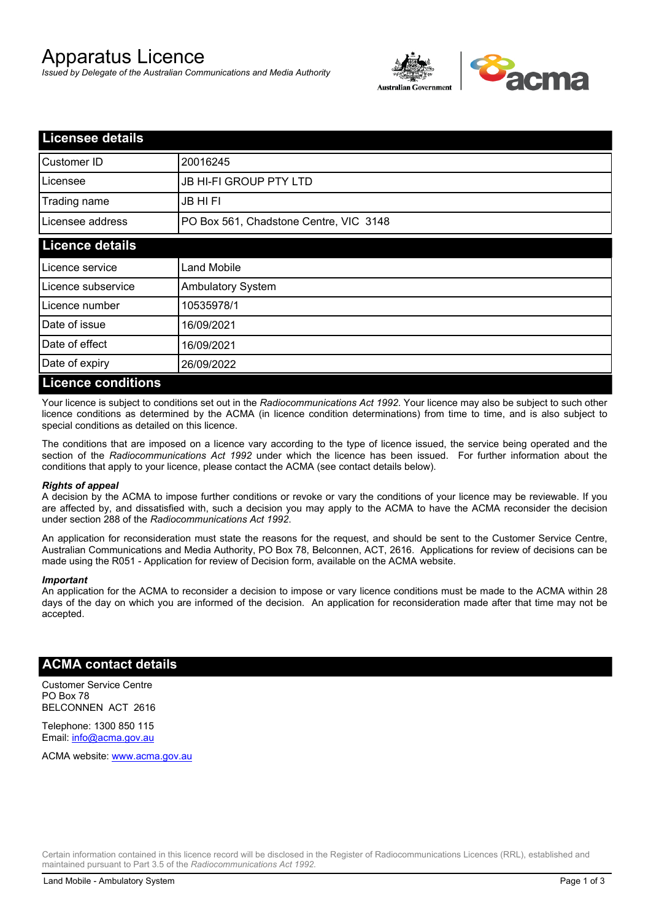# Apparatus Licence

*Issued by Delegate of the Australian Communications and Media Authority*

## Licensee details

| | |
|---|---|
| Customer ID | 20016245 |
| Licensee | JB HI-FI GROUP PTY LTD |
| Trading name | JB HI FI |
| Licensee address | PO Box 561, Chadstone Centre, VIC 3148 |

## Licence details

| | |
|---|---|
| Licence service | Land Mobile |
| Licence subservice | Ambulatory System |
| Licence number | 10535978/1 |
| Date of issue | 16/09/2021 |
| Date of effect | 16/09/2021 |
| Date of expiry | 26/09/2022 |

## Licence conditions

Your licence is subject to conditions set out in the *Radiocommunications Act 1992*. Your licence may also be subject to such other licence conditions as determined by the ACMA (in licence condition determinations) from time to time, and is also subject to special conditions as detailed on this licence.

The conditions that are imposed on a licence vary according to the type of licence issued, the service being operated and the section of the *Radiocommunications Act 1992* under which the licence has been issued. For further information about the conditions that apply to your licence, please contact the ACMA (see contact details below).

#### *Rights of appeal*

A decision by the ACMA to impose further conditions or revoke or vary the conditions of your licence may be reviewable. If you are affected by, and dissatisfied with, such a decision you may apply to the ACMA to have the ACMA reconsider the decision under section 288 of the *Radiocommunications Act 1992*.

An application for reconsideration must state the reasons for the request, and should be sent to the Customer Service Centre, Australian Communications and Media Authority, PO Box 78, Belconnen, ACT, 2616. Applications for review of decisions can be made using the R051 - Application for review of Decision form, available on the ACMA website.

#### *Important*

An application for the ACMA to reconsider a decision to impose or vary licence conditions must be made to the ACMA within 28 days of the day on which you are informed of the decision. An application for reconsideration made after that time may not be accepted.

## ACMA contact details

Customer Service Centre
PO Box 78
BELCONNEN ACT 2616

Telephone: 1300 850 115
Email: info@acma.gov.au

ACMA website: www.acma.gov.au

Certain information contained in this licence record will be disclosed in the Register of Radiocommunications Licences (RRL), established and maintained pursuant to Part 3.5 of the *Radiocommunications Act 1992.*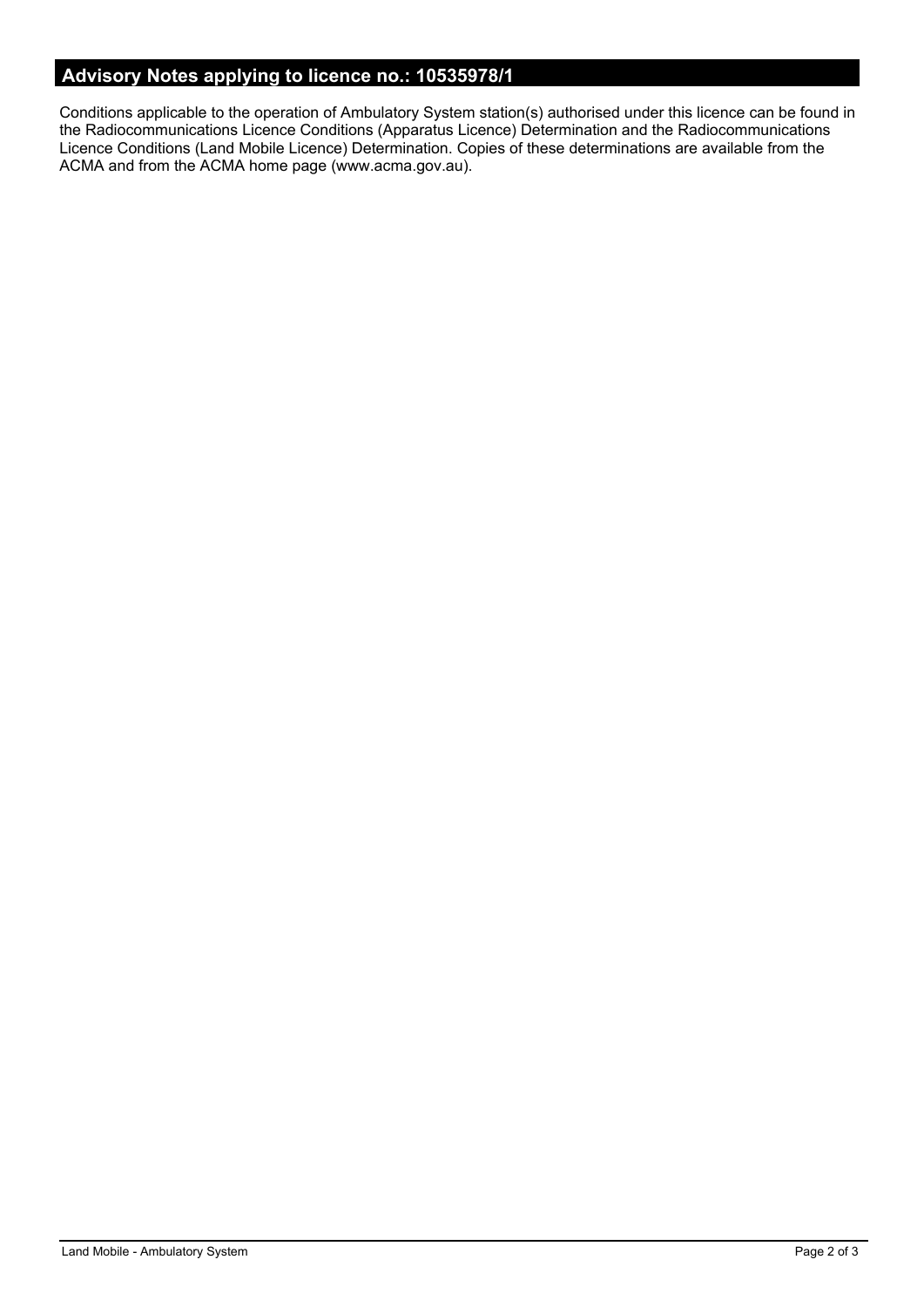## Advisory Notes applying to licence no.: 10535978/1

Conditions applicable to the operation of Ambulatory System station(s) authorised under this licence can be found in the Radiocommunications Licence Conditions (Apparatus Licence) Determination and the Radiocommunications Licence Conditions (Land Mobile Licence) Determination. Copies of these determinations are available from the ACMA and from the ACMA home page (www.acma.gov.au).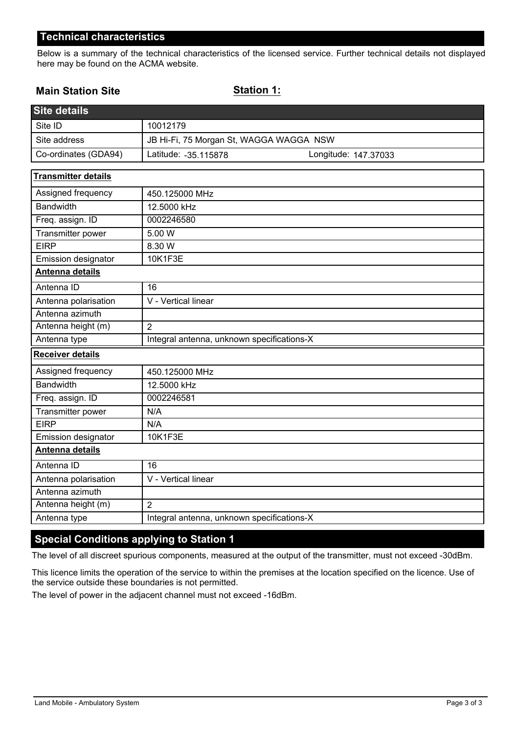## Technical characteristics

Below is a summary of the technical characteristics of the licensed service. Further technical details not displayed here may be found on the ACMA website.

**Main Station Site** **Station 1:**

### Site details

| | | |
|---|---|---|
| Site ID | 10012179 | |
| Site address | JB Hi-Fi, 75 Morgan St, WAGGA WAGGA NSW | |
| Co-ordinates (GDA94) | Latitude: -35.115878 | Longitude: 147.37033 |

### Transmitter details

| | |
|---|---|
| Assigned frequency | 450.125000 MHz |
| Bandwidth | 12.5000 kHz |
| Freq. assign. ID | 0002246580 |
| Transmitter power | 5.00 W |
| EIRP | 8.30 W |
| Emission designator | 10K1F3E |
| **Antenna details** | |
| Antenna ID | 16 |
| Antenna polarisation | V - Vertical linear |
| Antenna azimuth | |
| Antenna height (m) | 2 |
| Antenna type | Integral antenna, unknown specifications-X |

### Receiver details

| | |
|---|---|
| Assigned frequency | 450.125000 MHz |
| Bandwidth | 12.5000 kHz |
| Freq. assign. ID | 0002246581 |
| Transmitter power | N/A |
| EIRP | N/A |
| Emission designator | 10K1F3E |
| **Antenna details** | |
| Antenna ID | 16 |
| Antenna polarisation | V - Vertical linear |
| Antenna azimuth | |
| Antenna height (m) | 2 |
| Antenna type | Integral antenna, unknown specifications-X |

## Special Conditions applying to Station 1

The level of all discreet spurious components, measured at the output of the transmitter, must not exceed -30dBm.

This licence limits the operation of the service to within the premises at the location specified on the licence. Use of the service outside these boundaries is not permitted.

The level of power in the adjacent channel must not exceed -16dBm.